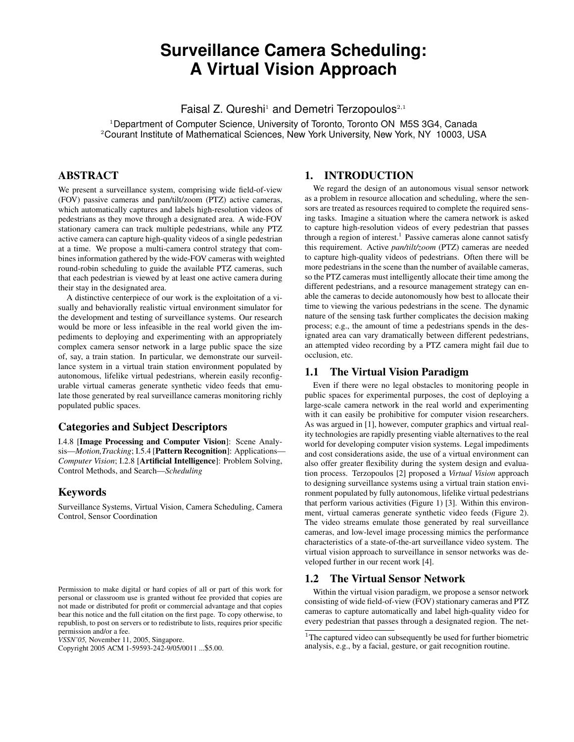# Surveillance Camera Scheduling: A Virtual Vision Approach

Faisal Z. Qureshi[1] and Demetri Terzopoulos[2,1]

[1]Department of Computer Science, University of Toronto, Toronto ON M5S 3G4, Canada
[2]Courant Institute of Mathematical Sciences, New York University, New York, NY 10003, USA

## ABSTRACT

We present a surveillance system, comprising wide field-of-view (FOV) passive cameras and pan/tilt/zoom (PTZ) active cameras, which automatically captures and labels high-resolution videos of pedestrians as they move through a designated area. A wide-FOV stationary camera can track multiple pedestrians, while any PTZ active camera can capture high-quality videos of a single pedestrian at a time. We propose a multi-camera control strategy that combines information gathered by the wide-FOV cameras with weighted round-robin scheduling to guide the available PTZ cameras, such that each pedestrian is viewed by at least one active camera during their stay in the designated area.

A distinctive centerpiece of our work is the exploitation of a visually and behaviorally realistic virtual environment simulator for the development and testing of surveillance systems. Our research would be more or less infeasible in the real world given the impediments to deploying and experimenting with an appropriately complex camera sensor network in a large public space the size of, say, a train station. In particular, we demonstrate our surveillance system in a virtual train station environment populated by autonomous, lifelike virtual pedestrians, wherein easily reconfigurable virtual cameras generate synthetic video feeds that emulate those generated by real surveillance cameras monitoring richly populated public spaces.

### Categories and Subject Descriptors

I.4.8 [**Image Processing and Computer Vision**]: Scene Analysis—*Motion,Tracking*; I.5.4 [**Pattern Recognition**]: Applications—*Computer Vision*; I.2.8 [**Artificial Intelligence**]: Problem Solving, Control Methods, and Search—*Scheduling*

### Keywords

Surveillance Systems, Virtual Vision, Camera Scheduling, Camera Control, Sensor Coordination

Permission to make digital or hard copies of all or part of this work for personal or classroom use is granted without fee provided that copies are not made or distributed for profit or commercial advantage and that copies bear this notice and the full citation on the first page. To copy otherwise, to republish, to post on servers or to redistribute to lists, requires prior specific permission and/or a fee.
*VSSN'05,* November 11, 2005, Singapore.
Copyright 2005 ACM 1-59593-242-9/05/0011 ...$5.00.

## 1. INTRODUCTION

We regard the design of an autonomous visual sensor network as a problem in resource allocation and scheduling, where the sensors are treated as resources required to complete the required sensing tasks. Imagine a situation where the camera network is asked to capture high-resolution videos of every pedestrian that passes through a region of interest.[1] Passive cameras alone cannot satisfy this requirement. Active *pan/tilt/zoom* (PTZ) cameras are needed to capture high-quality videos of pedestrians. Often there will be more pedestrians in the scene than the number of available cameras, so the PTZ cameras must intelligently allocate their time among the different pedestrians, and a resource management strategy can enable the cameras to decide autonomously how best to allocate their time to viewing the various pedestrians in the scene. The dynamic nature of the sensing task further complicates the decision making process; e.g., the amount of time a pedestrians spends in the designated area can vary dramatically between different pedestrians, an attempted video recording by a PTZ camera might fail due to occlusion, etc.

### 1.1 The Virtual Vision Paradigm

Even if there were no legal obstacles to monitoring people in public spaces for experimental purposes, the cost of deploying a large-scale camera network in the real world and experimenting with it can easily be prohibitive for computer vision researchers. As was argued in [1], however, computer graphics and virtual reality technologies are rapidly presenting viable alternatives to the real world for developing computer vision systems. Legal impediments and cost considerations aside, the use of a virtual environment can also offer greater flexibility during the system design and evaluation process. Terzopoulos [2] proposed a *Virtual Vision* approach to designing surveillance systems using a virtual train station environment populated by fully autonomous, lifelike virtual pedestrians that perform various activities (Figure 1) [3]. Within this environment, virtual cameras generate synthetic video feeds (Figure 2). The video streams emulate those generated by real surveillance cameras, and low-level image processing mimics the performance characteristics of a state-of-the-art surveillance video system. The virtual vision approach to surveillance in sensor networks was developed further in our recent work [4].

### 1.2 The Virtual Sensor Network

Within the virtual vision paradigm, we propose a sensor network consisting of wide field-of-view (FOV) stationary cameras and PTZ cameras to capture automatically and label high-quality video for every pedestrian that passes through a designated region. The net-

[1]The captured video can subsequently be used for further biometric analysis, e.g., by a facial, gesture, or gait recognition routine.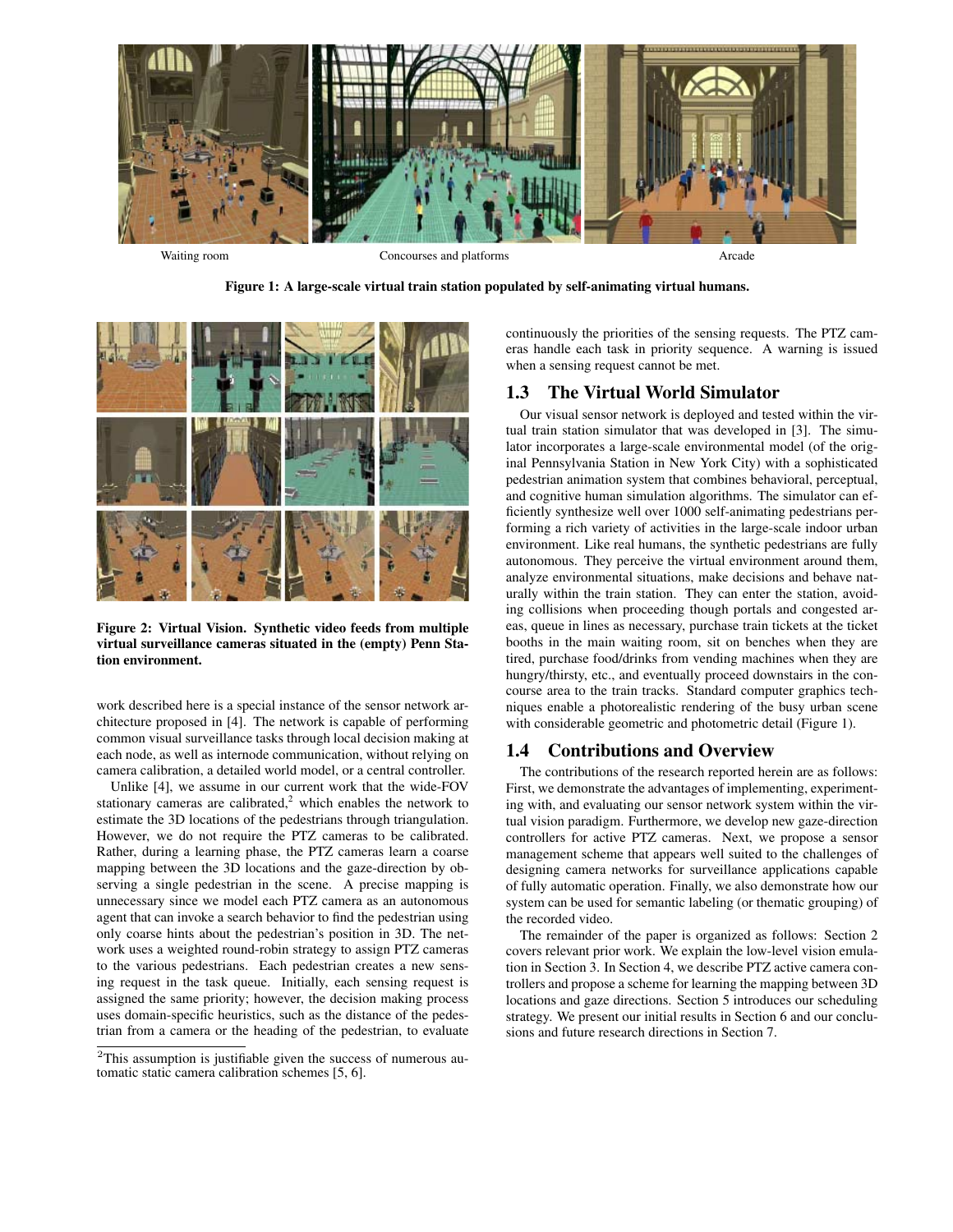Waiting room

Concourses and platforms

Arcade

**Figure 1: A large-scale virtual train station populated by self-animating virtual humans.**

**Figure 2: Virtual Vision. Synthetic video feeds from multiple virtual surveillance cameras situated in the (empty) Penn Station environment.**

work described here is a special instance of the sensor network architecture proposed in [4]. The network is capable of performing common visual surveillance tasks through local decision making at each node, as well as internode communication, without relying on camera calibration, a detailed world model, or a central controller.

Unlike [4], we assume in our current work that the wide-FOV stationary cameras are calibrated,[2] which enables the network to estimate the 3D locations of the pedestrians through triangulation. However, we do not require the PTZ cameras to be calibrated. Rather, during a learning phase, the PTZ cameras learn a coarse mapping between the 3D locations and the gaze-direction by observing a single pedestrian in the scene. A precise mapping is unnecessary since we model each PTZ camera as an autonomous agent that can invoke a search behavior to find the pedestrian using only coarse hints about the pedestrian's position in 3D. The network uses a weighted round-robin strategy to assign PTZ cameras to the various pedestrians. Each pedestrian creates a new sensing request in the task queue. Initially, each sensing request is assigned the same priority; however, the decision making process uses domain-specific heuristics, such as the distance of the pedestrian from a camera or the heading of the pedestrian, to evaluate continuously the priorities of the sensing requests. The PTZ cameras handle each task in priority sequence. A warning is issued when a sensing request cannot be met.

## 1.3 The Virtual World Simulator

Our visual sensor network is deployed and tested within the virtual train station simulator that was developed in [3]. The simulator incorporates a large-scale environmental model (of the original Pennsylvania Station in New York City) with a sophisticated pedestrian animation system that combines behavioral, perceptual, and cognitive human simulation algorithms. The simulator can efficiently synthesize well over 1000 self-animating pedestrians performing a rich variety of activities in the large-scale indoor urban environment. Like real humans, the synthetic pedestrians are fully autonomous. They perceive the virtual environment around them, analyze environmental situations, make decisions and behave naturally within the train station. They can enter the station, avoiding collisions when proceeding though portals and congested areas, queue in lines as necessary, purchase train tickets at the ticket booths in the main waiting room, sit on benches when they are tired, purchase food/drinks from vending machines when they are hungry/thirsty, etc., and eventually proceed downstairs in the concourse area to the train tracks. Standard computer graphics techniques enable a photorealistic rendering of the busy urban scene with considerable geometric and photometric detail (Figure 1).

## 1.4 Contributions and Overview

The contributions of the research reported herein are as follows: First, we demonstrate the advantages of implementing, experimenting with, and evaluating our sensor network system within the virtual vision paradigm. Furthermore, we develop new gaze-direction controllers for active PTZ cameras. Next, we propose a sensor management scheme that appears well suited to the challenges of designing camera networks for surveillance applications capable of fully automatic operation. Finally, we also demonstrate how our system can be used for semantic labeling (or thematic grouping) of the recorded video.

The remainder of the paper is organized as follows: Section 2 covers relevant prior work. We explain the low-level vision emulation in Section 3. In Section 4, we describe PTZ active camera controllers and propose a scheme for learning the mapping between 3D locations and gaze directions. Section 5 introduces our scheduling strategy. We present our initial results in Section 6 and our conclusions and future research directions in Section 7.

[2] This assumption is justifiable given the success of numerous automatic static camera calibration schemes [5, 6].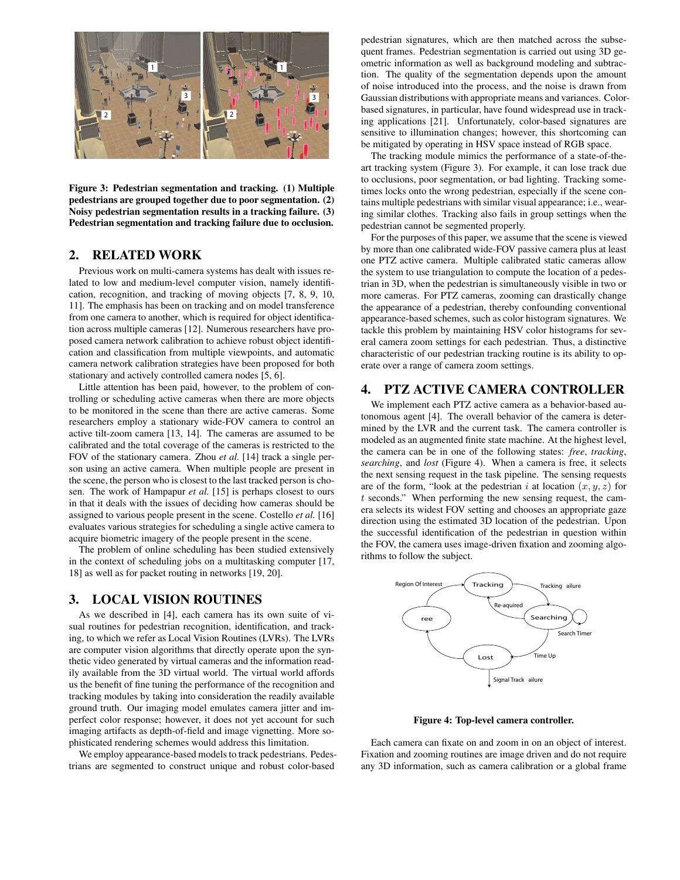Figure 3: Pedestrian segmentation and tracking. (1) Multiple pedestrians are grouped together due to poor segmentation. (2) Noisy pedestrian segmentation results in a tracking failure. (3) Pedestrian segmentation and tracking failure due to occlusion.

## 2. RELATED WORK

Previous work on multi-camera systems has dealt with issues related to low and medium-level computer vision, namely identification, recognition, and tracking of moving objects [7, 8, 9, 10, 11]. The emphasis has been on tracking and on model transference from one camera to another, which is required for object identification across multiple cameras [12]. Numerous researchers have proposed camera network calibration to achieve robust object identification and classification from multiple viewpoints, and automatic camera network calibration strategies have been proposed for both stationary and actively controlled camera nodes [5, 6].

Little attention has been paid, however, to the problem of controlling or scheduling active cameras when there are more objects to be monitored in the scene than there are active cameras. Some researchers employ a stationary wide-FOV camera to control an active tilt-zoom camera [13, 14]. The cameras are assumed to be calibrated and the total coverage of the cameras is restricted to the FOV of the stationary camera. Zhou *et al.* [14] track a single person using an active camera. When multiple people are present in the scene, the person who is closest to the last tracked person is chosen. The work of Hampapur *et al.* [15] is perhaps closest to ours in that it deals with the issues of deciding how cameras should be assigned to various people present in the scene. Costello *et al.* [16] evaluates various strategies for scheduling a single active camera to acquire biometric imagery of the people present in the scene.

The problem of online scheduling has been studied extensively in the context of scheduling jobs on a multitasking computer [17, 18] as well as for packet routing in networks [19, 20].

## 3. LOCAL VISION ROUTINES

As we described in [4], each camera has its own suite of visual routines for pedestrian recognition, identification, and tracking, to which we refer as Local Vision Routines (LVRs). The LVRs are computer vision algorithms that directly operate upon the synthetic video generated by virtual cameras and the information readily available from the 3D virtual world. The virtual world affords us the benefit of fine tuning the performance of the recognition and tracking modules by taking into consideration the readily available ground truth. Our imaging model emulates camera jitter and imperfect color response; however, it does not yet account for such imaging artifacts as depth-of-field and image vignetting. More sophisticated rendering schemes would address this limitation.

We employ appearance-based models to track pedestrians. Pedestrians are segmented to construct unique and robust color-based pedestrian signatures, which are then matched across the subsequent frames. Pedestrian segmentation is carried out using 3D geometric information as well as background modeling and subtraction. The quality of the segmentation depends upon the amount of noise introduced into the process, and the noise is drawn from Gaussian distributions with appropriate means and variances. Color-based signatures, in particular, have found widespread use in tracking applications [21]. Unfortunately, color-based signatures are sensitive to illumination changes; however, this shortcoming can be mitigated by operating in HSV space instead of RGB space.

The tracking module mimics the performance of a state-of-the-art tracking system (Figure 3). For example, it can lose track due to occlusions, poor segmentation, or bad lighting. Tracking sometimes locks onto the wrong pedestrian, especially if the scene contains multiple pedestrians with similar visual appearance; i.e., wearing similar clothes. Tracking also fails in group settings when the pedestrian cannot be segmented properly.

For the purposes of this paper, we assume that the scene is viewed by more than one calibrated wide-FOV passive camera plus at least one PTZ active camera. Multiple calibrated static cameras allow the system to use triangulation to compute the location of a pedestrian in 3D, when the pedestrian is simultaneously visible in two or more cameras. For PTZ cameras, zooming can drastically change the appearance of a pedestrian, thereby confounding conventional appearance-based schemes, such as color histogram signatures. We tackle this problem by maintaining HSV color histograms for several camera zoom settings for each pedestrian. Thus, a distinctive characteristic of our pedestrian tracking routine is its ability to operate over a range of camera zoom settings.

## 4. PTZ ACTIVE CAMERA CONTROLLER

We implement each PTZ active camera as a behavior-based autonomous agent [4]. The overall behavior of the camera is determined by the LVR and the current task. The camera controller is modeled as an augmented finite state machine. At the highest level, the camera can be in one of the following states: *free*, *tracking*, *searching*, and *lost* (Figure 4). When a camera is free, it selects the next sensing request in the task pipeline. The sensing requests are of the form, "look at the pedestrian $i$ at location $(x, y, z)$ for $t$ seconds." When performing the new sensing request, the camera selects its widest FOV setting and chooses an appropriate gaze direction using the estimated 3D location of the pedestrian. Upon the successful identification of the pedestrian in question within the FOV, the camera uses image-driven fixation and zooming algorithms to follow the subject.

Region Of Interest
Tracking
Tracking ailure
Re-aquired
ree
Searching
Search Timer
Lost
Time Up
Signal Track ailure

Figure 4: Top-level camera controller.

Each camera can fixate on and zoom in on an object of interest. Fixation and zooming routines are image driven and do not require any 3D information, such as camera calibration or a global frame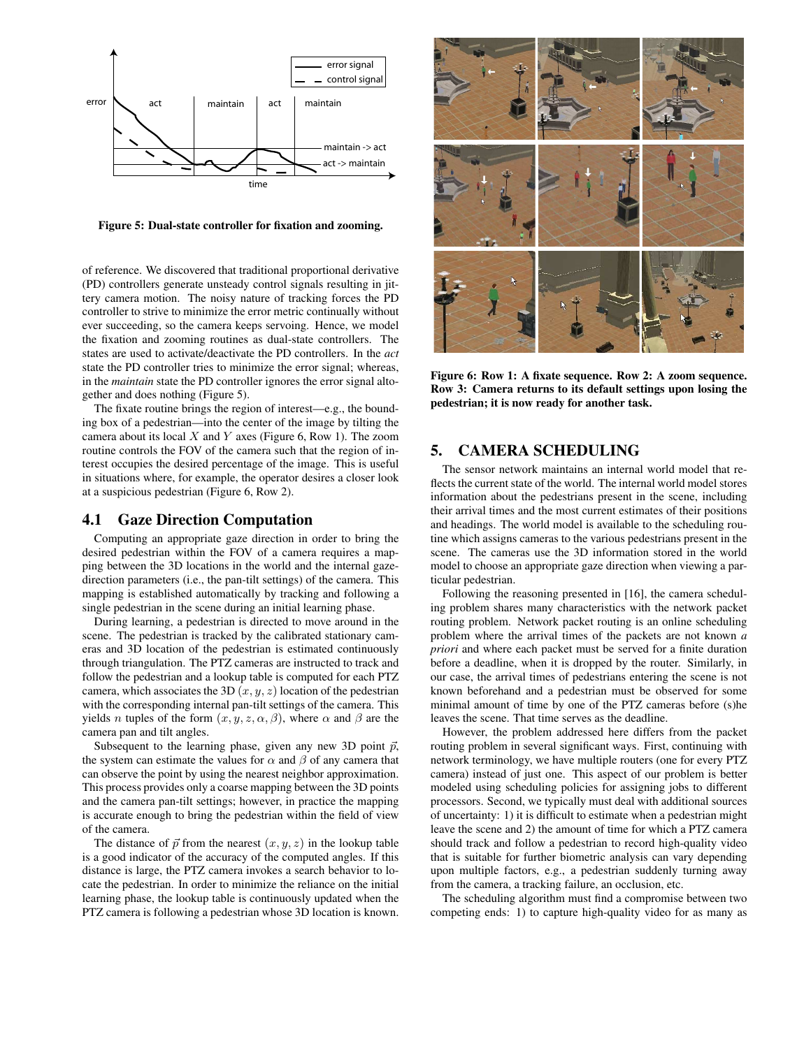Figure 5: Dual-state controller for fixation and zooming.

of reference. We discovered that traditional proportional derivative (PD) controllers generate unsteady control signals resulting in jittery camera motion. The noisy nature of tracking forces the PD controller to strive to minimize the error metric continually without ever succeeding, so the camera keeps servoing. Hence, we model the fixation and zooming routines as dual-state controllers. The states are used to activate/deactivate the PD controllers. In the *act* state the PD controller tries to minimize the error signal; whereas, in the *maintain* state the PD controller ignores the error signal altogether and does nothing (Figure 5).

The fixate routine brings the region of interest—e.g., the bounding box of a pedestrian—into the center of the image by tilting the camera about its local $X$ and $Y$ axes (Figure 6, Row 1). The zoom routine controls the FOV of the camera such that the region of interest occupies the desired percentage of the image. This is useful in situations where, for example, the operator desires a closer look at a suspicious pedestrian (Figure 6, Row 2).

### 4.1 Gaze Direction Computation

Computing an appropriate gaze direction in order to bring the desired pedestrian within the FOV of a camera requires a mapping between the 3D locations in the world and the internal gaze-direction parameters (i.e., the pan-tilt settings) of the camera. This mapping is established automatically by tracking and following a single pedestrian in the scene during an initial learning phase.

During learning, a pedestrian is directed to move around in the scene. The pedestrian is tracked by the calibrated stationary cameras and 3D location of the pedestrian is estimated continuously through triangulation. The PTZ cameras are instructed to track and follow the pedestrian and a lookup table is computed for each PTZ camera, which associates the 3D $(x, y, z)$ location of the pedestrian with the corresponding internal pan-tilt settings of the camera. This yields $n$ tuples of the form $(x, y, z, \alpha, \beta)$, where $\alpha$ and $\beta$ are the camera pan and tilt angles.

Subsequent to the learning phase, given any new 3D point $\vec{p}$, the system can estimate the values for $\alpha$ and $\beta$ of any camera that can observe the point by using the nearest neighbor approximation. This process provides only a coarse mapping between the 3D points and the camera pan-tilt settings; however, in practice the mapping is accurate enough to bring the pedestrian within the field of view of the camera.

The distance of $\vec{p}$ from the nearest $(x, y, z)$ in the lookup table is a good indicator of the accuracy of the computed angles. If this distance is large, the PTZ camera invokes a search behavior to locate the pedestrian. In order to minimize the reliance on the initial learning phase, the lookup table is continuously updated when the PTZ camera is following a pedestrian whose 3D location is known.

Figure 6: Row 1: A fixate sequence. Row 2: A zoom sequence. Row 3: Camera returns to its default settings upon losing the pedestrian; it is now ready for another task.

## 5. CAMERA SCHEDULING

The sensor network maintains an internal world model that reflects the current state of the world. The internal world model stores information about the pedestrians present in the scene, including their arrival times and the most current estimates of their positions and headings. The world model is available to the scheduling routine which assigns cameras to the various pedestrians present in the scene. The cameras use the 3D information stored in the world model to choose an appropriate gaze direction when viewing a particular pedestrian.

Following the reasoning presented in [16], the camera scheduling problem shares many characteristics with the network packet routing problem. Network packet routing is an online scheduling problem where the arrival times of the packets are not known *a priori* and where each packet must be served for a finite duration before a deadline, when it is dropped by the router. Similarly, in our case, the arrival times of pedestrians entering the scene is not known beforehand and a pedestrian must be observed for some minimal amount of time by one of the PTZ cameras before (s)he leaves the scene. That time serves as the deadline.

However, the problem addressed here differs from the packet routing problem in several significant ways. First, continuing with network terminology, we have multiple routers (one for every PTZ camera) instead of just one. This aspect of our problem is better modeled using scheduling policies for assigning jobs to different processors. Second, we typically must deal with additional sources of uncertainty: 1) it is difficult to estimate when a pedestrian might leave the scene and 2) the amount of time for which a PTZ camera should track and follow a pedestrian to record high-quality video that is suitable for further biometric analysis can vary depending upon multiple factors, e.g., a pedestrian suddenly turning away from the camera, a tracking failure, an occlusion, etc.

The scheduling algorithm must find a compromise between two competing ends: 1) to capture high-quality video for as many as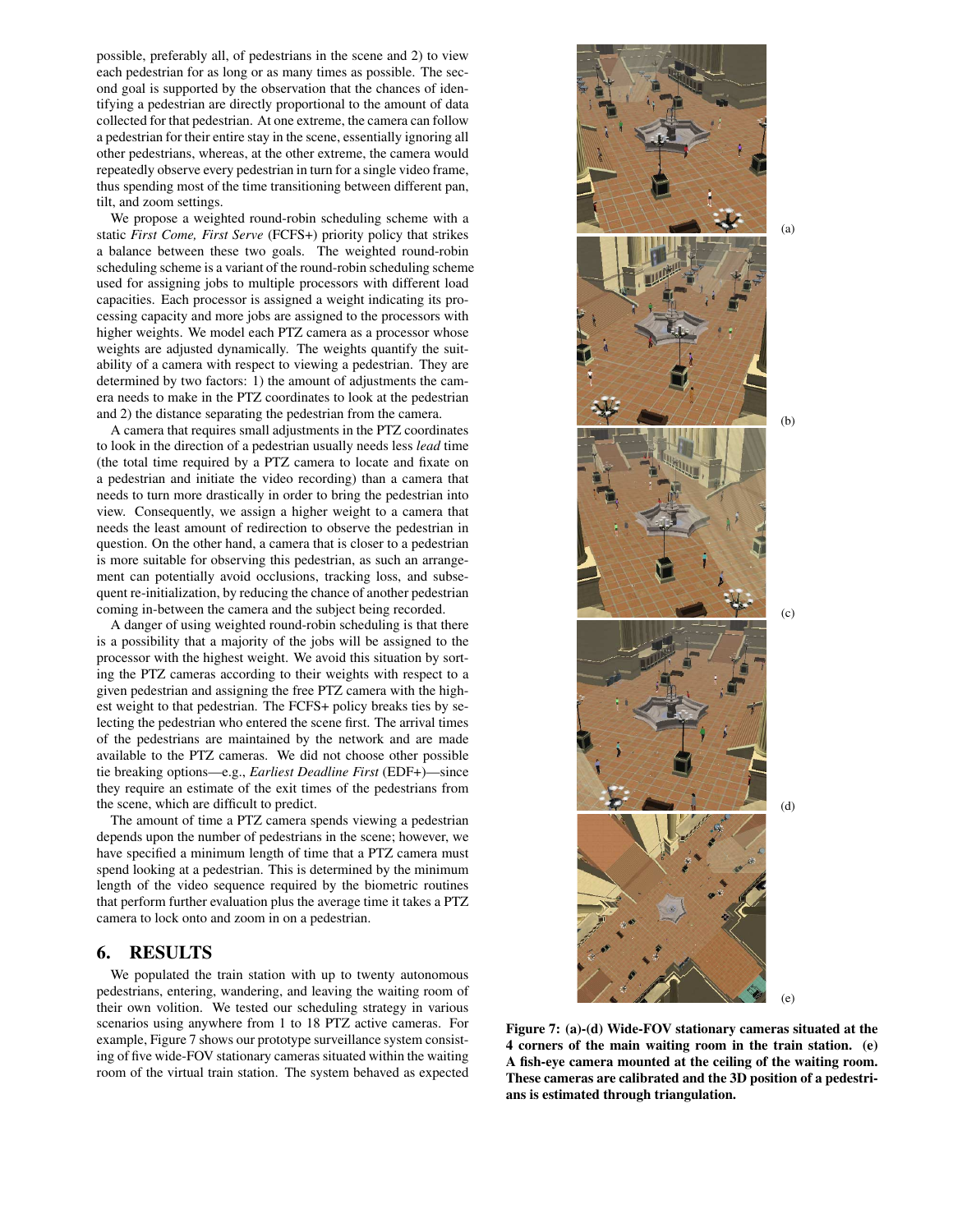possible, preferably all, of pedestrians in the scene and 2) to view each pedestrian for as long or as many times as possible. The second goal is supported by the observation that the chances of identifying a pedestrian are directly proportional to the amount of data collected for that pedestrian. At one extreme, the camera can follow a pedestrian for their entire stay in the scene, essentially ignoring all other pedestrians, whereas, at the other extreme, the camera would repeatedly observe every pedestrian in turn for a single video frame, thus spending most of the time transitioning between different pan, tilt, and zoom settings.

We propose a weighted round-robin scheduling scheme with a static *First Come, First Serve* (FCFS+) priority policy that strikes a balance between these two goals. The weighted round-robin scheduling scheme is a variant of the round-robin scheduling scheme used for assigning jobs to multiple processors with different load capacities. Each processor is assigned a weight indicating its processing capacity and more jobs are assigned to the processors with higher weights. We model each PTZ camera as a processor whose weights are adjusted dynamically. The weights quantify the suitability of a camera with respect to viewing a pedestrian. They are determined by two factors: 1) the amount of adjustments the camera needs to make in the PTZ coordinates to look at the pedestrian and 2) the distance separating the pedestrian from the camera.

A camera that requires small adjustments in the PTZ coordinates to look in the direction of a pedestrian usually needs less *lead* time (the total time required by a PTZ camera to locate and fixate on a pedestrian and initiate the video recording) than a camera that needs to turn more drastically in order to bring the pedestrian into view. Consequently, we assign a higher weight to a camera that needs the least amount of redirection to observe the pedestrian in question. On the other hand, a camera that is closer to a pedestrian is more suitable for observing this pedestrian, as such an arrangement can potentially avoid occlusions, tracking loss, and subsequent re-initialization, by reducing the chance of another pedestrian coming in-between the camera and the subject being recorded.

A danger of using weighted round-robin scheduling is that there is a possibility that a majority of the jobs will be assigned to the processor with the highest weight. We avoid this situation by sorting the PTZ cameras according to their weights with respect to a given pedestrian and assigning the free PTZ camera with the highest weight to that pedestrian. The FCFS+ policy breaks ties by selecting the pedestrian who entered the scene first. The arrival times of the pedestrians are maintained by the network and are made available to the PTZ cameras. We did not choose other possible tie breaking options—e.g., *Earliest Deadline First* (EDF+)—since they require an estimate of the exit times of the pedestrians from the scene, which are difficult to predict.

The amount of time a PTZ camera spends viewing a pedestrian depends upon the number of pedestrians in the scene; however, we have specified a minimum length of time that a PTZ camera must spend looking at a pedestrian. This is determined by the minimum length of the video sequence required by the biometric routines that perform further evaluation plus the average time it takes a PTZ camera to lock onto and zoom in on a pedestrian.

## 6. RESULTS

We populated the train station with up to twenty autonomous pedestrians, entering, wandering, and leaving the waiting room of their own volition. We tested our scheduling strategy in various scenarios using anywhere from 1 to 18 PTZ active cameras. For example, Figure 7 shows our prototype surveillance system consisting of five wide-FOV stationary cameras situated within the waiting room of the virtual train station. The system behaved as expected

(a)

(b)

(c)

(d)

(e)

**Figure 7: (a)-(d) Wide-FOV stationary cameras situated at the 4 corners of the main waiting room in the train station. (e) A fish-eye camera mounted at the ceiling of the waiting room. These cameras are calibrated and the 3D position of a pedestrians is estimated through triangulation.**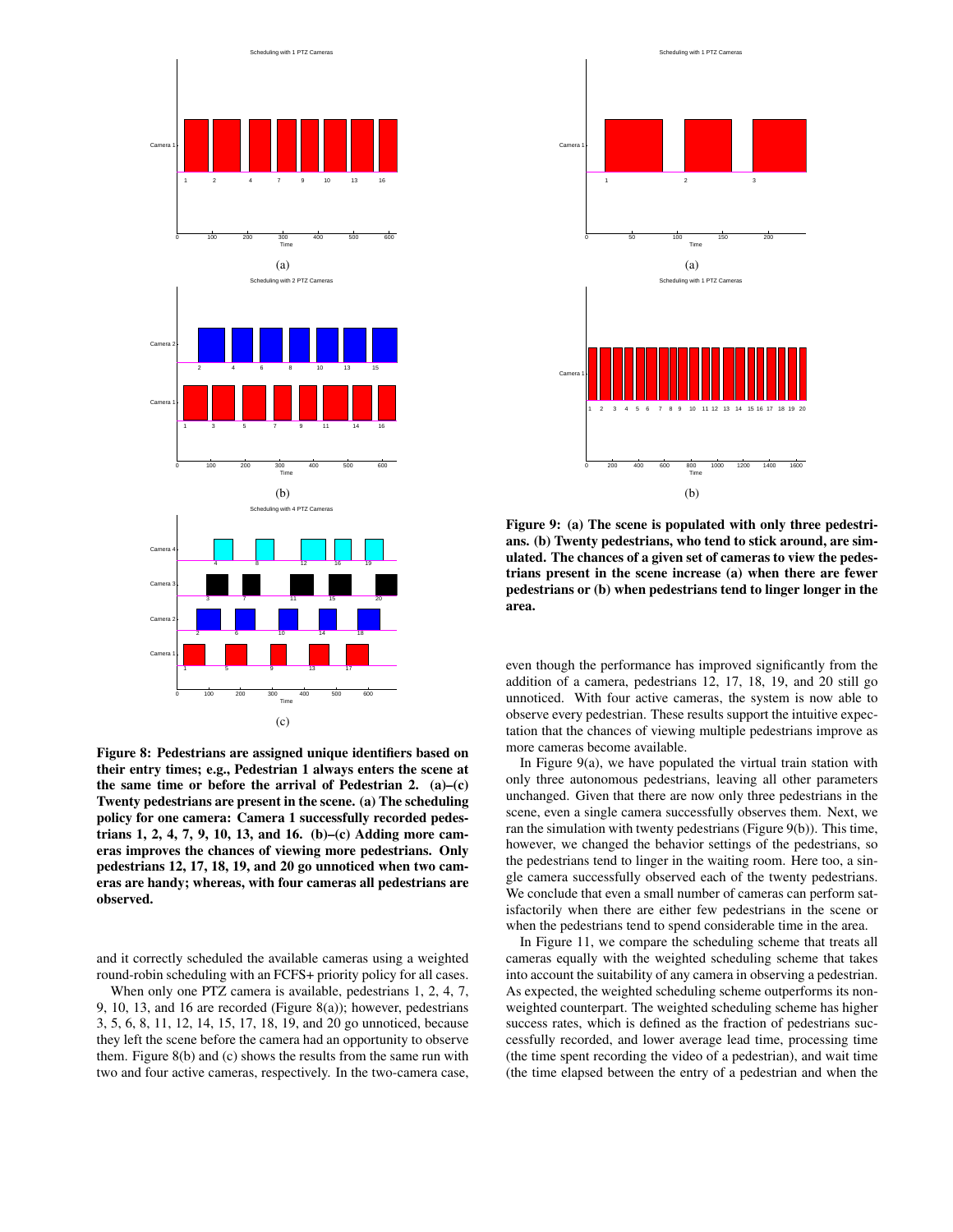Figure 8: Pedestrians are assigned unique identifiers based on their entry times; e.g., Pedestrian 1 always enters the scene at the same time or before the arrival of Pedestrian 2. (a)–(c) Twenty pedestrians are present in the scene. (a) The scheduling policy for one camera: Camera 1 successfully recorded pedestrians 1, 2, 4, 7, 9, 10, 13, and 16. (b)–(c) Adding more cameras improves the chances of viewing more pedestrians. Only pedestrians 12, 17, 18, 19, and 20 go unnoticed when two cameras are handy; whereas, with four cameras all pedestrians are observed.

and it correctly scheduled the available cameras using a weighted round-robin scheduling with an FCFS+ priority policy for all cases.

When only one PTZ camera is available, pedestrians 1, 2, 4, 7, 9, 10, 13, and 16 are recorded (Figure 8(a)); however, pedestrians 3, 5, 6, 8, 11, 12, 14, 15, 17, 18, 19, and 20 go unnoticed, because they left the scene before the camera had an opportunity to observe them. Figure 8(b) and (c) shows the results from the same run with two and four active cameras, respectively. In the two-camera case, even though the performance has improved significantly from the addition of a camera, pedestrians 12, 17, 18, 19, and 20 still go unnoticed. With four active cameras, the system is now able to observe every pedestrian. These results support the intuitive expectation that the chances of viewing multiple pedestrians improve as more cameras become available.

Figure 9: (a) The scene is populated with only three pedestrians. (b) Twenty pedestrians, who tend to stick around, are simulated. The chances of a given set of cameras to view the pedestrians present in the scene increase (a) when there are fewer pedestrians or (b) when pedestrians tend to linger longer in the area.

In Figure 9(a), we have populated the virtual train station with only three autonomous pedestrians, leaving all other parameters unchanged. Given that there are now only three pedestrians in the scene, even a single camera successfully observes them. Next, we ran the simulation with twenty pedestrians (Figure 9(b)). This time, however, we changed the behavior settings of the pedestrians, so the pedestrians tend to linger in the waiting room. Here too, a single camera successfully observed each of the twenty pedestrians. We conclude that even a small number of cameras can perform satisfactorily when there are either few pedestrians in the scene or when the pedestrians tend to spend considerable time in the area.

In Figure 11, we compare the scheduling scheme that treats all cameras equally with the weighted scheduling scheme that takes into account the suitability of any camera in observing a pedestrian. As expected, the weighted scheduling scheme outperforms its non-weighted counterpart. The weighted scheduling scheme has higher success rates, which is defined as the fraction of pedestrians successfully recorded, and lower average lead time, processing time (the time spent recording the video of a pedestrian), and wait time (the time elapsed between the entry of a pedestrian and when the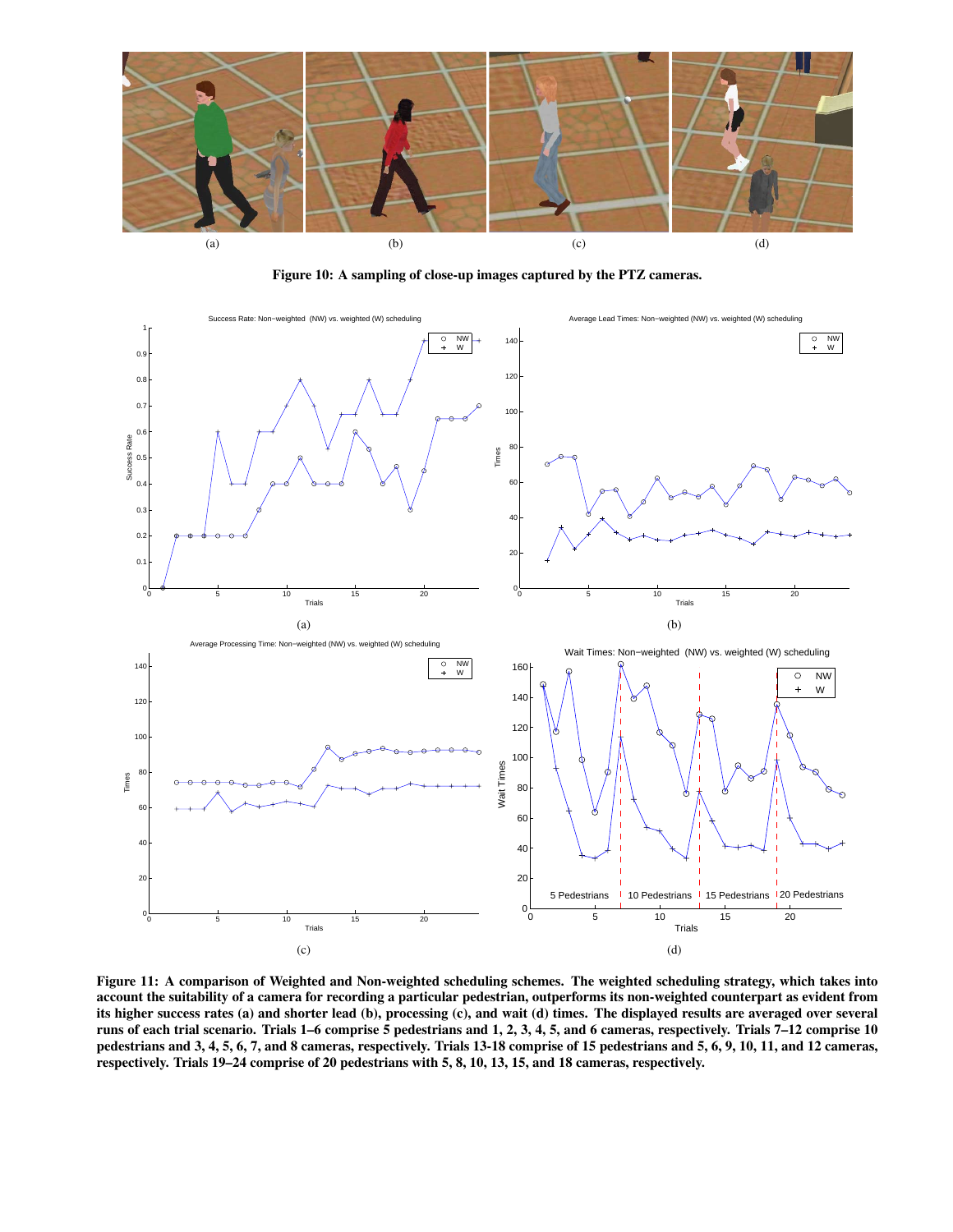(a)

(b)

(c)

(d)

**Figure 10: A sampling of close-up images captured by the PTZ cameras.**

(a)

(b)

(c)

(d)

**Figure 11: A comparison of Weighted and Non-weighted scheduling schemes. The weighted scheduling strategy, which takes into account the suitability of a camera for recording a particular pedestrian, outperforms its non-weighted counterpart as evident from its higher success rates (a) and shorter lead (b), processing (c), and wait (d) times. The displayed results are averaged over several runs of each trial scenario. Trials 1–6 comprise 5 pedestrians and 1, 2, 3, 4, 5, and 6 cameras, respectively. Trials 7–12 comprise 10 pedestrians and 3, 4, 5, 6, 7, and 8 cameras, respectively. Trials 13-18 comprise of 15 pedestrians and 5, 6, 9, 10, 11, and 12 cameras, respectively. Trials 19–24 comprise of 20 pedestrians with 5, 8, 10, 13, 15, and 18 cameras, respectively.**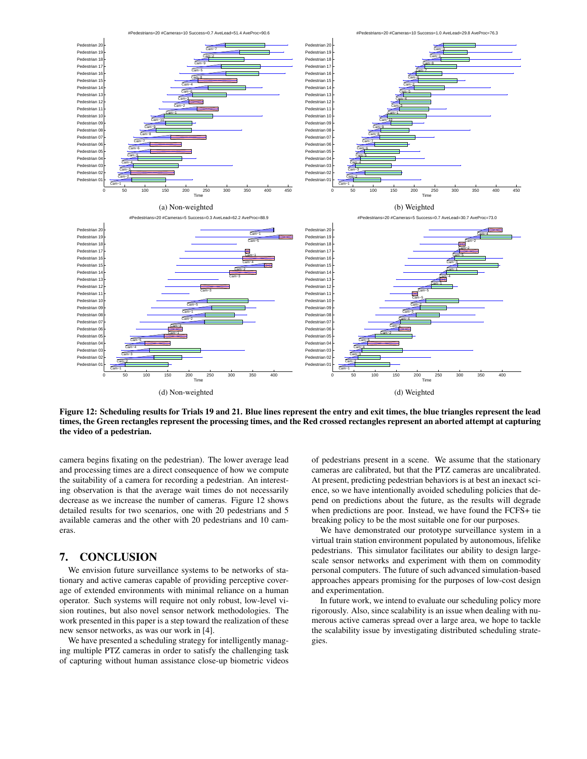(a) Non-weighted

(b) Weighted

(d) Non-weighted

(d) Weighted

**Figure 12: Scheduling results for Trials 19 and 21. Blue lines represent the entry and exit times, the blue triangles represent the lead times, the Green rectangles represent the processing times, and the Red crossed rectangles represent an aborted attempt at capturing the video of a pedestrian.**

camera begins fixating on the pedestrian). The lower average lead and processing times are a direct consequence of how we compute the suitability of a camera for recording a pedestrian. An interesting observation is that the average wait times do not necessarily decrease as we increase the number of cameras. Figure 12 shows detailed results for two scenarios, one with 20 pedestrians and 5 available cameras and the other with 20 pedestrians and 10 cameras.

## 7. CONCLUSION

We envision future surveillance systems to be networks of stationary and active cameras capable of providing perceptive coverage of extended environments with minimal reliance on a human operator. Such systems will require not only robust, low-level vision routines, but also novel sensor network methodologies. The work presented in this paper is a step toward the realization of these new sensor networks, as was our work in [4].

We have presented a scheduling strategy for intelligently managing multiple PTZ cameras in order to satisfy the challenging task of capturing without human assistance close-up biometric videos of pedestrians present in a scene. We assume that the stationary cameras are calibrated, but that the PTZ cameras are uncalibrated. At present, predicting pedestrian behaviors is at best an inexact science, so we have intentionally avoided scheduling policies that depend on predictions about the future, as the results will degrade when predictions are poor. Instead, we have found the FCFS+ tie breaking policy to be the most suitable one for our purposes.

We have demonstrated our prototype surveillance system in a virtual train station environment populated by autonomous, lifelike pedestrians. This simulator facilitates our ability to design large-scale sensor networks and experiment with them on commodity personal computers. The future of such advanced simulation-based approaches appears promising for the purposes of low-cost design and experimentation.

In future work, we intend to evaluate our scheduling policy more rigorously. Also, since scalability is an issue when dealing with numerous active cameras spread over a large area, we hope to tackle the scalability issue by investigating distributed scheduling strategies.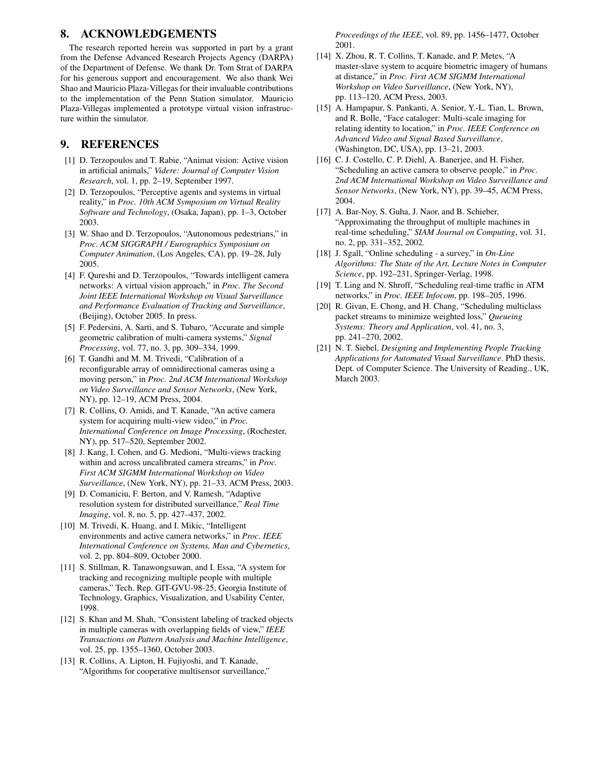## 8. ACKNOWLEDGEMENTS

The research reported herein was supported in part by a grant from the Defense Advanced Research Projects Agency (DARPA) of the Department of Defense. We thank Dr. Tom Strat of DARPA for his generous support and encouragement. We also thank Wei Shao and Mauricio Plaza-Villegas for their invaluable contributions to the implementation of the Penn Station simulator. Mauricio Plaza-Villegas implemented a prototype virtual vision infrastructure within the simulator.

## 9. REFERENCES

[1] D. Terzopoulos and T. Rabie, "Animat vision: Active vision in artificial animals," *Videre: Journal of Computer Vision Research*, vol. 1, pp. 2–19, September 1997.

[2] D. Terzopoulos, "Perceptive agents and systems in virtual reality," in *Proc. 10th ACM Symposium on Virtual Reality Software and Technology*, (Osaka, Japan), pp. 1–3, October 2003.

[3] W. Shao and D. Terzopoulos, "Autonomous pedestrians," in *Proc. ACM SIGGRAPH / Eurographics Symposium on Computer Animation*, (Los Angeles, CA), pp. 19–28, July 2005.

[4] F. Qureshi and D. Terzopoulos, "Towards intelligent camera networks: A virtual vision approach," in *Proc. The Second Joint IEEE International Workshop on Visual Surveillance and Performance Evaluation of Tracking and Surveillance*, (Beijing), October 2005. In press.

[5] F. Pedersini, A. Sarti, and S. Tubaro, "Accurate and simple geometric calibration of multi-camera systems," *Signal Processing*, vol. 77, no. 3, pp. 309–334, 1999.

[6] T. Gandhi and M. M. Trivedi, "Calibration of a reconfigurable array of omnidirectional cameras using a moving person," in *Proc. 2nd ACM International Workshop on Video Surveillance and Sensor Networks*, (New York, NY), pp. 12–19, ACM Press, 2004.

[7] R. Collins, O. Amidi, and T. Kanade, "An active camera system for acquiring multi-view video," in *Proc. International Conference on Image Processing*, (Rochester, NY), pp. 517–520, September 2002.

[8] J. Kang, I. Cohen, and G. Medioni, "Multi-views tracking within and across uncalibrated camera streams," in *Proc. First ACM SIGMM International Workshop on Video Surveillance*, (New York, NY), pp. 21–33, ACM Press, 2003.

[9] D. Comaniciu, F. Berton, and V. Ramesh, "Adaptive resolution system for distributed surveillance," *Real Time Imaging*, vol. 8, no. 5, pp. 427–437, 2002.

[10] M. Trivedi, K. Huang, and I. Mikic, "Intelligent environments and active camera networks," in *Proc. IEEE International Conference on Systems, Man and Cybernetics*, vol. 2, pp. 804–809, October 2000.

[11] S. Stillman, R. Tanawongsuwan, and I. Essa, "A system for tracking and recognizing multiple people with multiple cameras," Tech. Rep. GIT-GVU-98-25, Georgia Institute of Technology, Graphics, Visualization, and Usability Center, 1998.

[12] S. Khan and M. Shah, "Consistent labeling of tracked objects in multiple cameras with overlapping fields of view," *IEEE Transactions on Pattern Analysis and Machine Intelligence*, vol. 25, pp. 1355–1360, October 2003.

[13] R. Collins, A. Lipton, H. Fujiyoshi, and T. Kanade, "Algorithms for cooperative multisensor surveillance," *Proceedings of the IEEE*, vol. 89, pp. 1456–1477, October 2001.

[14] X. Zhou, R. T. Collins, T. Kanade, and P. Metes, "A master-slave system to acquire biometric imagery of humans at distance," in *Proc. First ACM SIGMM International Workshop on Video Surveillance*, (New York, NY), pp. 113–120, ACM Press, 2003.

[15] A. Hampapur, S. Pankanti, A. Senior, Y.-L. Tian, L. Brown, and R. Bolle, "Face cataloger: Multi-scale imaging for relating identity to location," in *Proc. IEEE Conference on Advanced Video and Signal Based Surveillance*, (Washington, DC, USA), pp. 13–21, 2003.

[16] C. J. Costello, C. P. Diehl, A. Banerjee, and H. Fisher, "Scheduling an active camera to observe people," in *Proc. 2nd ACM International Workshop on Video Surveillance and Sensor Networks*, (New York, NY), pp. 39–45, ACM Press, 2004.

[17] A. Bar-Noy, S. Guha, J. Naor, and B. Schieber, "Approximating the throughput of multiple machines in real-time scheduling," *SIAM Journal on Computing*, vol. 31, no. 2, pp. 331–352, 2002.

[18] J. Sgall, "Online scheduling - a survey," in *On-Line Algorithms: The State of the Art, Lecture Notes in Computer Science*, pp. 192–231, Springer-Verlag, 1998.

[19] T. Ling and N. Shroff, "Scheduling real-time traffic in ATM networks," in *Proc. IEEE Infocom*, pp. 198–205, 1996.

[20] R. Givan, E. Chong, and H. Chang, "Scheduling multiclass packet streams to minimize weighted loss," *Queueing Systems: Theory and Application*, vol. 41, no. 3, pp. 241–270, 2002.

[21] N. T. Siebel, *Designing and Implementing People Tracking Applications for Automated Visual Surveillance*. PhD thesis, Dept. of Computer Science. The University of Reading., UK, March 2003.